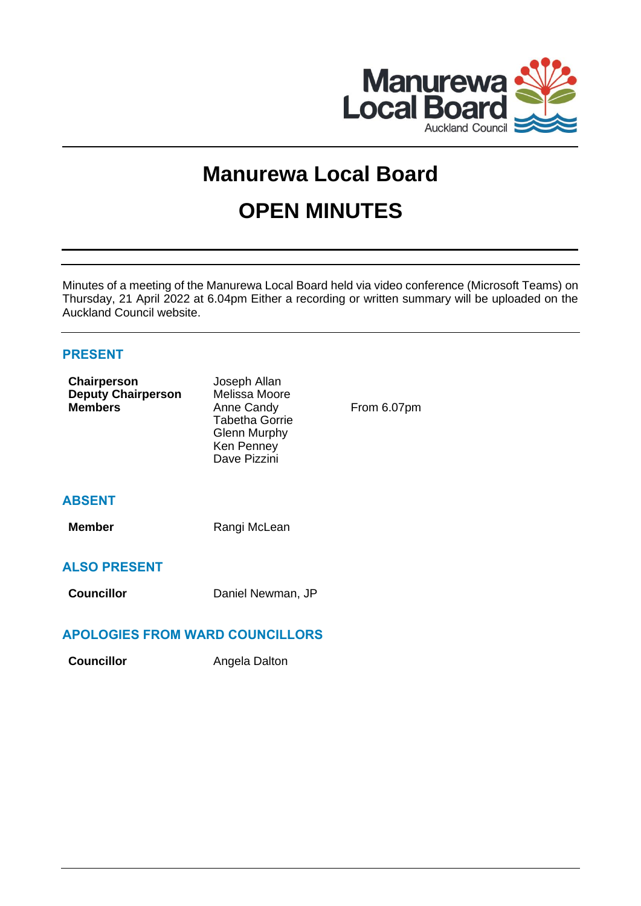# Manurewa Local Board

# OPEN MINUTES

Minutes of a meeting of the Manurewa Local Board held via video conference (Microsoft Teams) on Thursday, 21 April 2022 at 6.04pm Either a recording or written summary will be uploaded on the Auckland Council website.

## PRESENT

| | | |
|---|---|---|
| **Chairperson** | Joseph Allan | |
| **Deputy Chairperson** | Melissa Moore | |
| **Members** | Anne Candy | From 6.07pm |
| | Tabetha Gorrie | |
| | Glenn Murphy | |
| | Ken Penney | |
| | Dave Pizzini | |

## ABSENT

| | |
|---|---|
| **Member** | Rangi McLean |

## ALSO PRESENT

| | |
|---|---|
| **Councillor** | Daniel Newman, JP |

## APOLOGIES FROM WARD COUNCILLORS

| | |
|---|---|
| **Councillor** | Angela Dalton |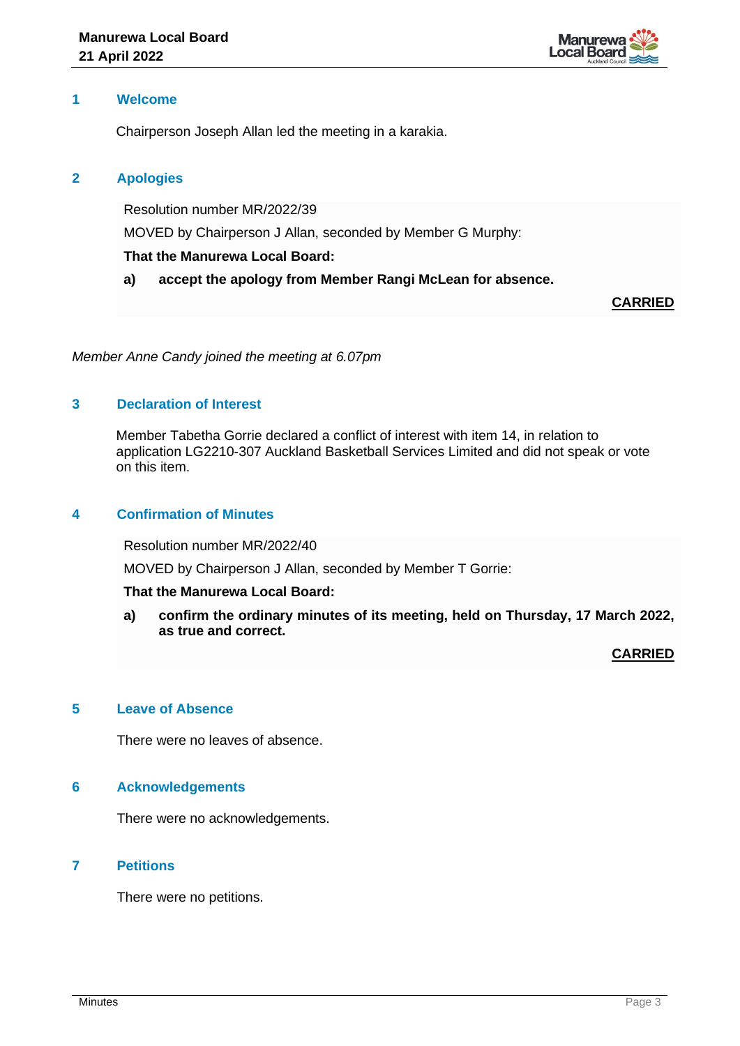## 1 Welcome

Chairperson Joseph Allan led the meeting in a karakia.

## 2 Apologies

Resolution number MR/2022/39

MOVED by Chairperson J Allan, seconded by Member G Murphy:

**That the Manurewa Local Board:**

**a) accept the apology from Member Rangi McLean for absence.**

**CARRIED**

*Member Anne Candy joined the meeting at 6.07pm*

## 3 Declaration of Interest

Member Tabetha Gorrie declared a conflict of interest with item 14, in relation to application LG2210-307 Auckland Basketball Services Limited and did not speak or vote on this item.

## 4 Confirmation of Minutes

Resolution number MR/2022/40

MOVED by Chairperson J Allan, seconded by Member T Gorrie:

**That the Manurewa Local Board:**

**a) confirm the ordinary minutes of its meeting, held on Thursday, 17 March 2022, as true and correct.**

**CARRIED**

## 5 Leave of Absence

There were no leaves of absence.

## 6 Acknowledgements

There were no acknowledgements.

## 7 Petitions

There were no petitions.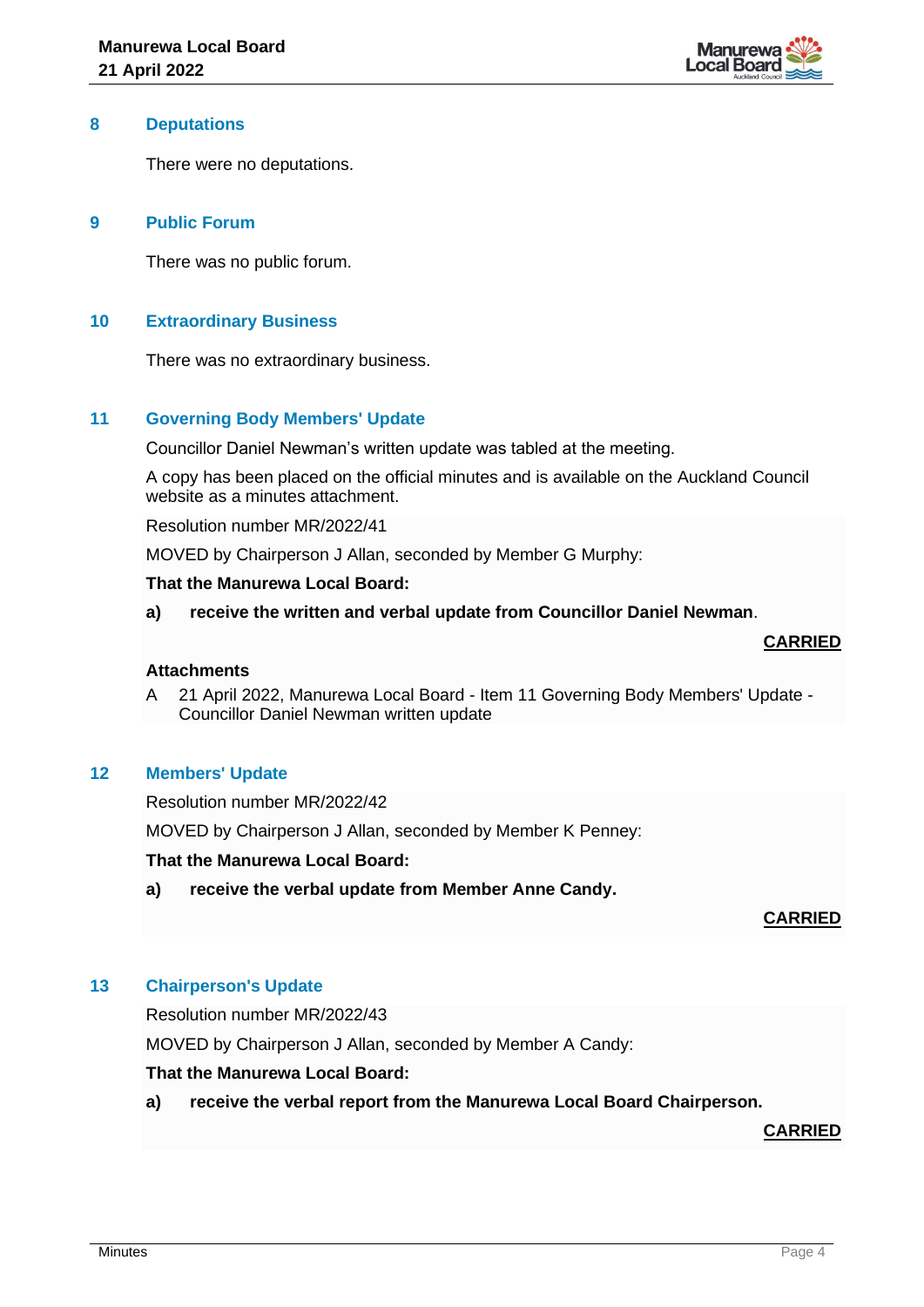## 8 Deputations

There were no deputations.

## 9 Public Forum

There was no public forum.

## 10 Extraordinary Business

There was no extraordinary business.

## 11 Governing Body Members' Update

Councillor Daniel Newman's written update was tabled at the meeting.

A copy has been placed on the official minutes and is available on the Auckland Council website as a minutes attachment.

Resolution number MR/2022/41

MOVED by Chairperson J Allan, seconded by Member G Murphy:

**That the Manurewa Local Board:**

**a) receive the written and verbal update from Councillor Daniel Newman**.

**CARRIED**

**Attachments**

A 21 April 2022, Manurewa Local Board - Item 11 Governing Body Members' Update - Councillor Daniel Newman written update

## 12 Members' Update

Resolution number MR/2022/42

MOVED by Chairperson J Allan, seconded by Member K Penney:

**That the Manurewa Local Board:**

**a) receive the verbal update from Member Anne Candy.**

**CARRIED**

## 13 Chairperson's Update

Resolution number MR/2022/43

MOVED by Chairperson J Allan, seconded by Member A Candy:

**That the Manurewa Local Board:**

**a) receive the verbal report from the Manurewa Local Board Chairperson.**

**CARRIED**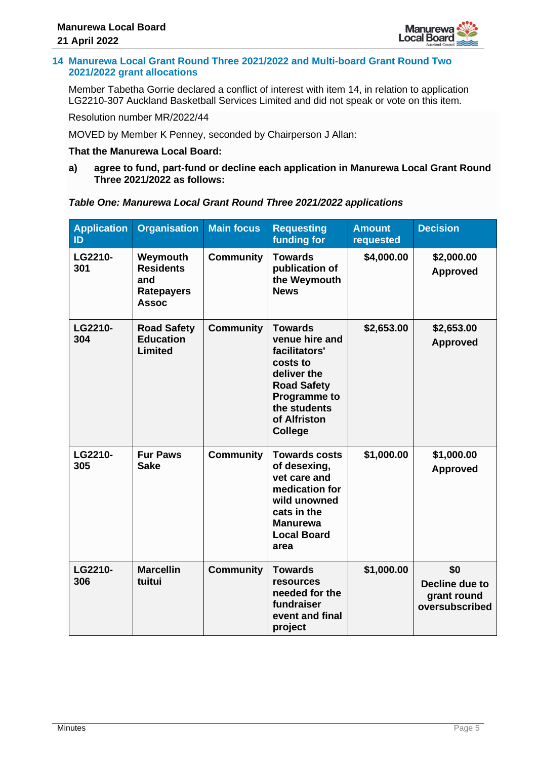## 14 Manurewa Local Grant Round Three 2021/2022 and Multi-board Grant Round Two 2021/2022 grant allocations

Member Tabetha Gorrie declared a conflict of interest with item 14, in relation to application LG2210-307 Auckland Basketball Services Limited and did not speak or vote on this item.

Resolution number MR/2022/44

MOVED by Member K Penney, seconded by Chairperson J Allan:

**That the Manurewa Local Board:**

**a) agree to fund, part-fund or decline each application in Manurewa Local Grant Round Three 2021/2022 as follows:**

***Table One: Manurewa Local Grant Round Three 2021/2022 applications***

| Application ID | Organisation | Main focus | Requesting funding for | Amount requested | Decision |
|---|---|---|---|---|---|
| LG2210-301 | Weymouth Residents and Ratepayers Assoc | Community | Towards publication of the Weymouth News | $4,000.00 | $2,000.00 Approved |
| LG2210-304 | Road Safety Education Limited | Community | Towards venue hire and facilitators' costs to deliver the Road Safety Programme to the students of Alfriston College | $2,653.00 | $2,653.00 Approved |
| LG2210-305 | Fur Paws Sake | Community | Towards costs of desexing, vet care and medication for wild unowned cats in the Manurewa Local Board area | $1,000.00 | $1,000.00 Approved |
| LG2210-306 | Marcellin tuitui | Community | Towards resources needed for the fundraiser event and final project | $1,000.00 | $0 Decline due to grant round oversubscribed |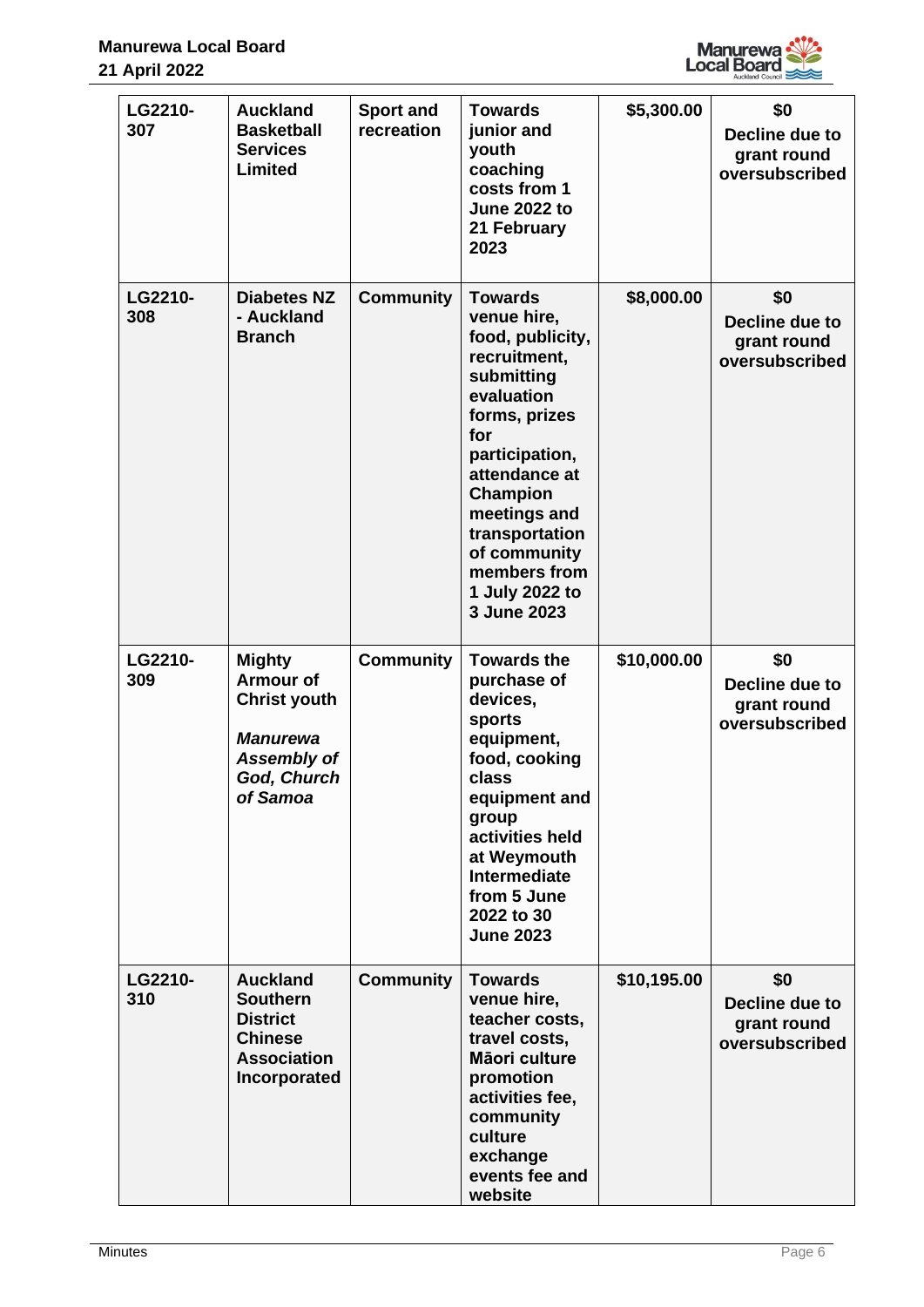| | | | | | |
|---|---|---|---|---|---|
| **LG2210-307** | **Auckland Basketball Services Limited** | **Sport and recreation** | **Towards junior and youth coaching costs from 1 June 2022 to 21 February 2023** | **$5,300.00** | **$0 Decline due to grant round oversubscribed** |
| **LG2210-308** | **Diabetes NZ - Auckland Branch** | **Community** | **Towards venue hire, food, publicity, recruitment, submitting evaluation forms, prizes for participation, attendance at Champion meetings and transportation of community members from 1 July 2022 to 3 June 2023** | **$8,000.00** | **$0 Decline due to grant round oversubscribed** |
| **LG2210-309** | **Mighty Armour of Christ youth** ***Manurewa Assembly of God, Church of Samoa*** | **Community** | **Towards the purchase of devices, sports equipment, food, cooking class equipment and group activities held at Weymouth Intermediate from 5 June 2022 to 30 June 2023** | **$10,000.00** | **$0 Decline due to grant round oversubscribed** |
| **LG2210-310** | **Auckland Southern District Chinese Association Incorporated** | **Community** | **Towards venue hire, teacher costs, travel costs, Māori culture promotion activities fee, community culture exchange events fee and website** | **$10,195.00** | **$0 Decline due to grant round oversubscribed** |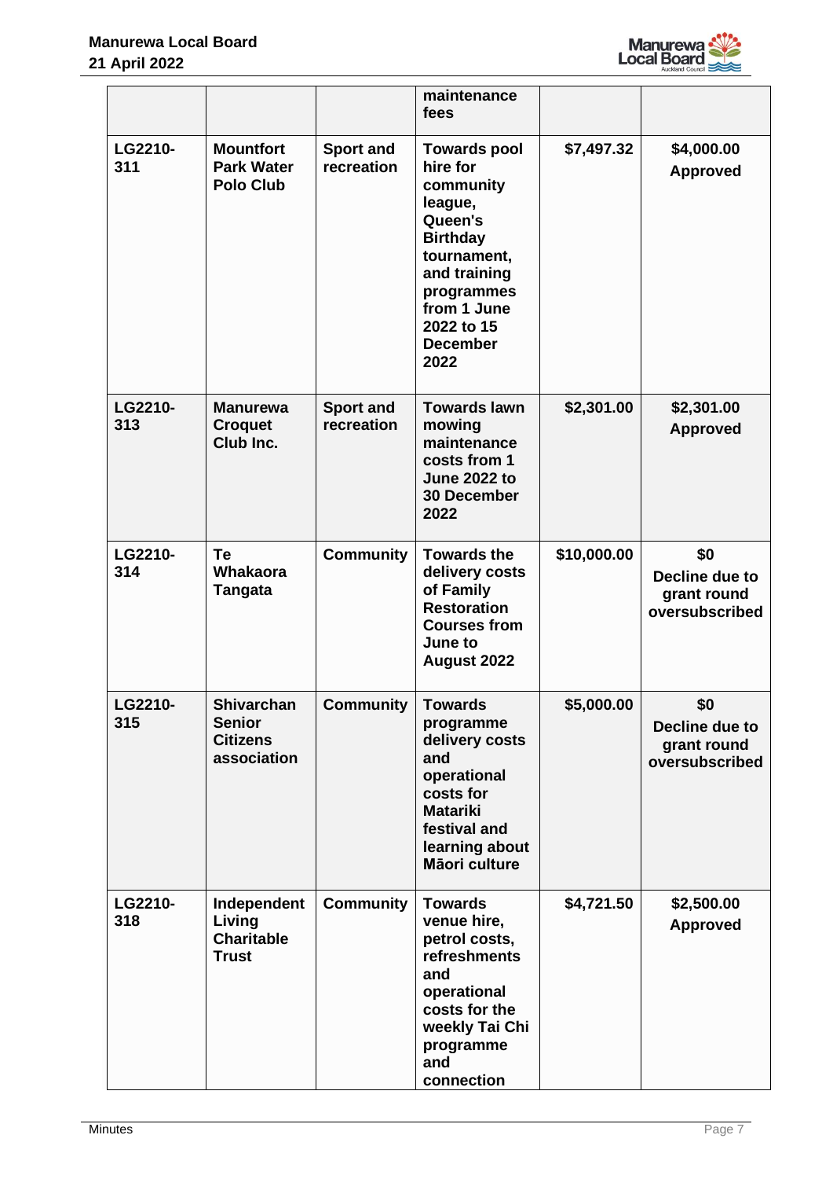| | | | maintenance fees | | |
|---|---|---|---|---|---|
| LG2210-311 | Mountfort Park Water Polo Club | Sport and recreation | Towards pool hire for community league, Queen's Birthday tournament, and training programmes from 1 June 2022 to 15 December 2022 | $7,497.32 | $4,000.00 Approved |
| LG2210-313 | Manurewa Croquet Club Inc. | Sport and recreation | Towards lawn mowing maintenance costs from 1 June 2022 to 30 December 2022 | $2,301.00 | $2,301.00 Approved |
| LG2210-314 | Te Whakaora Tangata | Community | Towards the delivery costs of Family Restoration Courses from June to August 2022 | $10,000.00 | $0 Decline due to grant round oversubscribed |
| LG2210-315 | Shivarchan Senior Citizens association | Community | Towards programme delivery costs and operational costs for Matariki festival and learning about Māori culture | $5,000.00 | $0 Decline due to grant round oversubscribed |
| LG2210-318 | Independent Living Charitable Trust | Community | Towards venue hire, petrol costs, refreshments and operational costs for the weekly Tai Chi programme and connection | $4,721.50 | $2,500.00 Approved |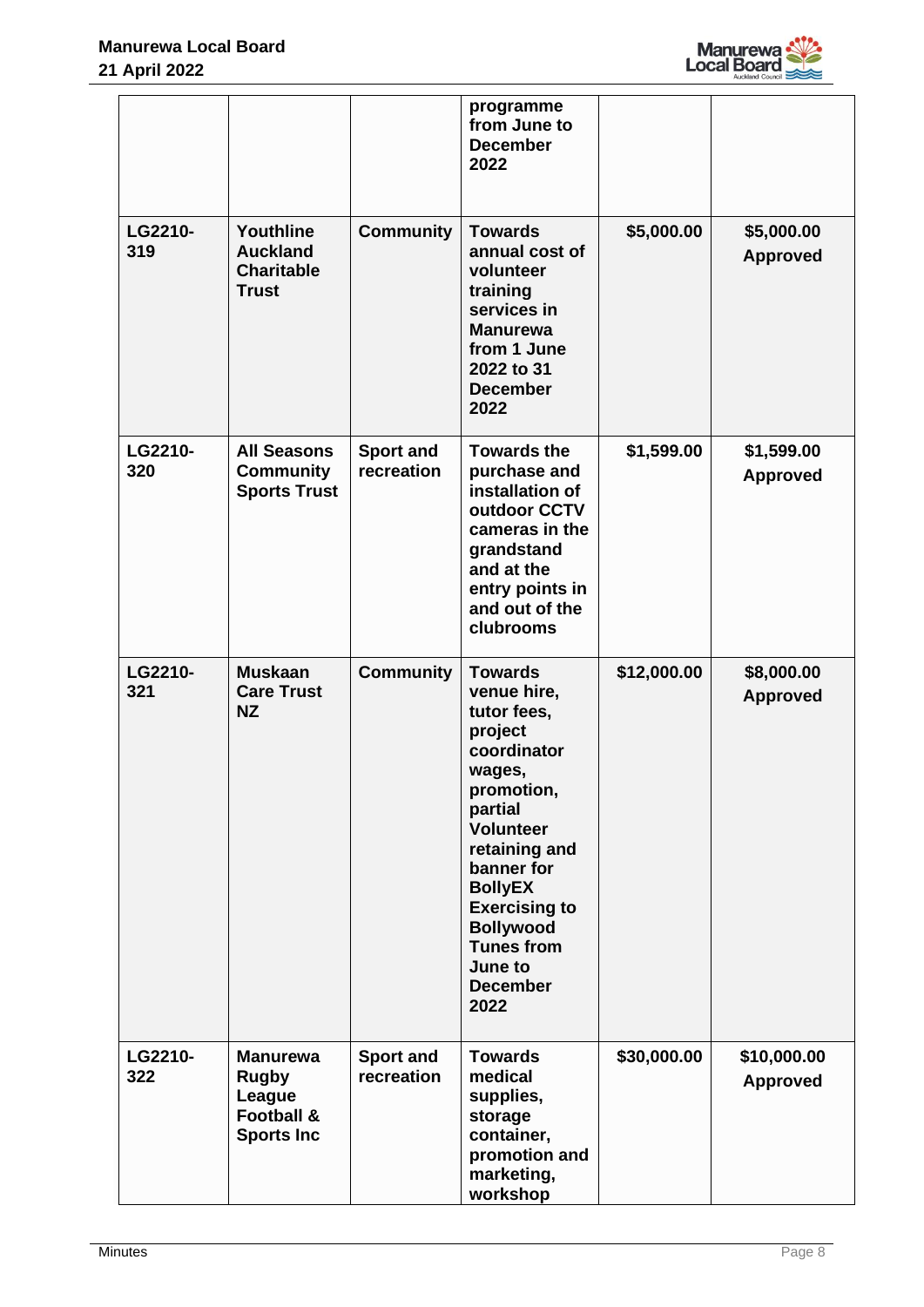| | | | | | |
|---|---|---|---|---|---|
| | | | programme from June to December 2022 | | |
| LG2210-319 | Youthline Auckland Charitable Trust | Community | Towards annual cost of volunteer training services in Manurewa from 1 June 2022 to 31 December 2022 | $5,000.00 | $5,000.00 Approved |
| LG2210-320 | All Seasons Community Sports Trust | Sport and recreation | Towards the purchase and installation of outdoor CCTV cameras in the grandstand and at the entry points in and out of the clubrooms | $1,599.00 | $1,599.00 Approved |
| LG2210-321 | Muskaan Care Trust NZ | Community | Towards venue hire, tutor fees, project coordinator wages, promotion, partial Volunteer retaining and banner for BollyEX Exercising to Bollywood Tunes from June to December 2022 | $12,000.00 | $8,000.00 Approved |
| LG2210-322 | Manurewa Rugby League Football & Sports Inc | Sport and recreation | Towards medical supplies, storage container, promotion and marketing, workshop | $30,000.00 | $10,000.00 Approved |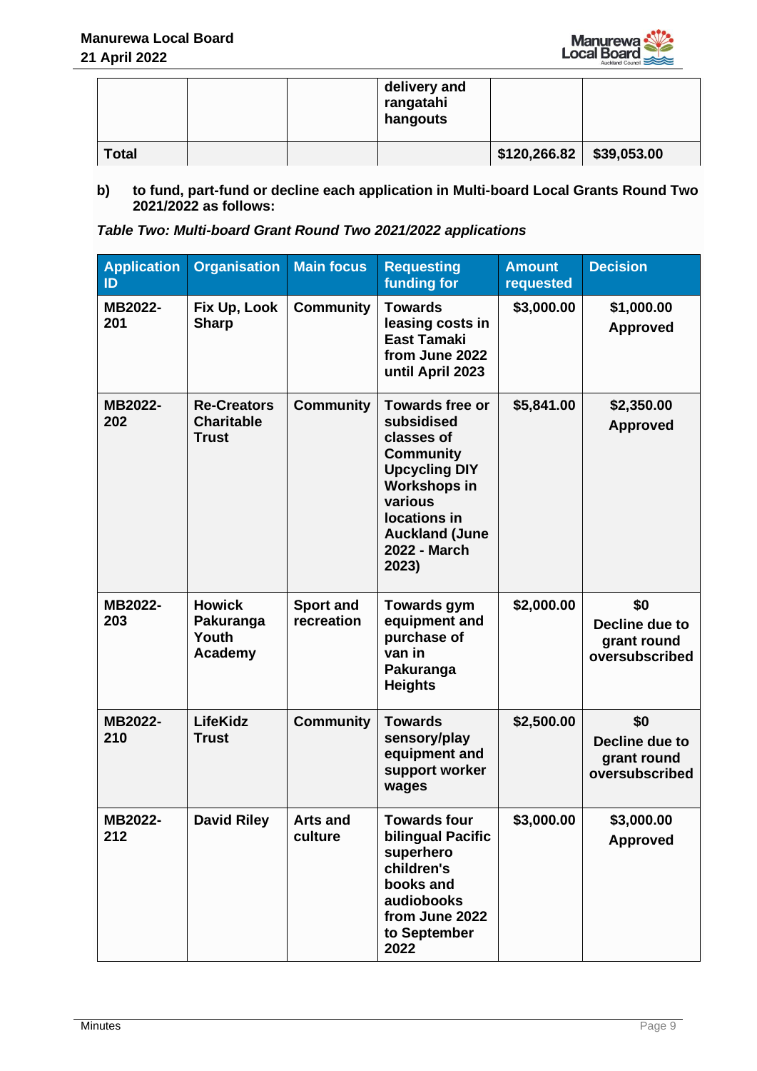|  |  |  | delivery and rangatahi hangouts |  |  |
|---|---|---|---|---|---|
| **Total** |  |  |  | **$120,266.82** | **$39,053.00** |

**b)** **to fund, part-fund or decline each application in Multi-board Local Grants Round Two 2021/2022 as follows:**

***Table Two: Multi-board Grant Round Two 2021/2022 applications***

| Application ID | Organisation | Main focus | Requesting funding for | Amount requested | Decision |
|---|---|---|---|---|---|
| **MB2022-201** | **Fix Up, Look Sharp** | **Community** | **Towards leasing costs in East Tamaki from June 2022 until April 2023** | **$3,000.00** | **$1,000.00 Approved** |
| **MB2022-202** | **Re-Creators Charitable Trust** | **Community** | **Towards free or subsidised classes of Community Upcycling DIY Workshops in various locations in Auckland (June 2022 - March 2023)** | **$5,841.00** | **$2,350.00 Approved** |
| **MB2022-203** | **Howick Pakuranga Youth Academy** | **Sport and recreation** | **Towards gym equipment and purchase of van in Pakuranga Heights** | **$2,000.00** | **$0 Decline due to grant round oversubscribed** |
| **MB2022-210** | **LifeKidz Trust** | **Community** | **Towards sensory/play equipment and support worker wages** | **$2,500.00** | **$0 Decline due to grant round oversubscribed** |
| **MB2022-212** | **David Riley** | **Arts and culture** | **Towards four bilingual Pacific superhero children's books and audiobooks from June 2022 to September 2022** | **$3,000.00** | **$3,000.00 Approved** |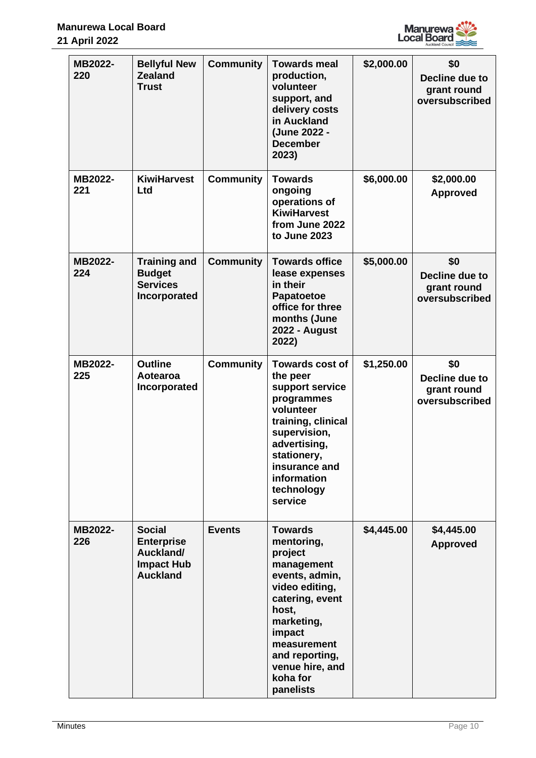| | | | | | |
|---|---|---|---|---|---|
| **MB2022-220** | **Bellyful New Zealand Trust** | **Community** | **Towards meal production, volunteer support, and delivery costs in Auckland (June 2022 - December 2023)** | **$2,000.00** | **$0 Decline due to grant round oversubscribed** |
| **MB2022-221** | **KiwiHarvest Ltd** | **Community** | **Towards ongoing operations of KiwiHarvest from June 2022 to June 2023** | **$6,000.00** | **$2,000.00 Approved** |
| **MB2022-224** | **Training and Budget Services Incorporated** | **Community** | **Towards office lease expenses in their Papatoetoe office for three months (June 2022 - August 2022)** | **$5,000.00** | **$0 Decline due to grant round oversubscribed** |
| **MB2022-225** | **Outline Aotearoa Incorporated** | **Community** | **Towards cost of the peer support service programmes volunteer training, clinical supervision, advertising, stationery, insurance and information technology service** | **$1,250.00** | **$0 Decline due to grant round oversubscribed** |
| **MB2022-226** | **Social Enterprise Auckland/ Impact Hub Auckland** | **Events** | **Towards mentoring, project management events, admin, video editing, catering, event host, marketing, impact measurement and reporting, venue hire, and koha for panelists** | **$4,445.00** | **$4,445.00 Approved** |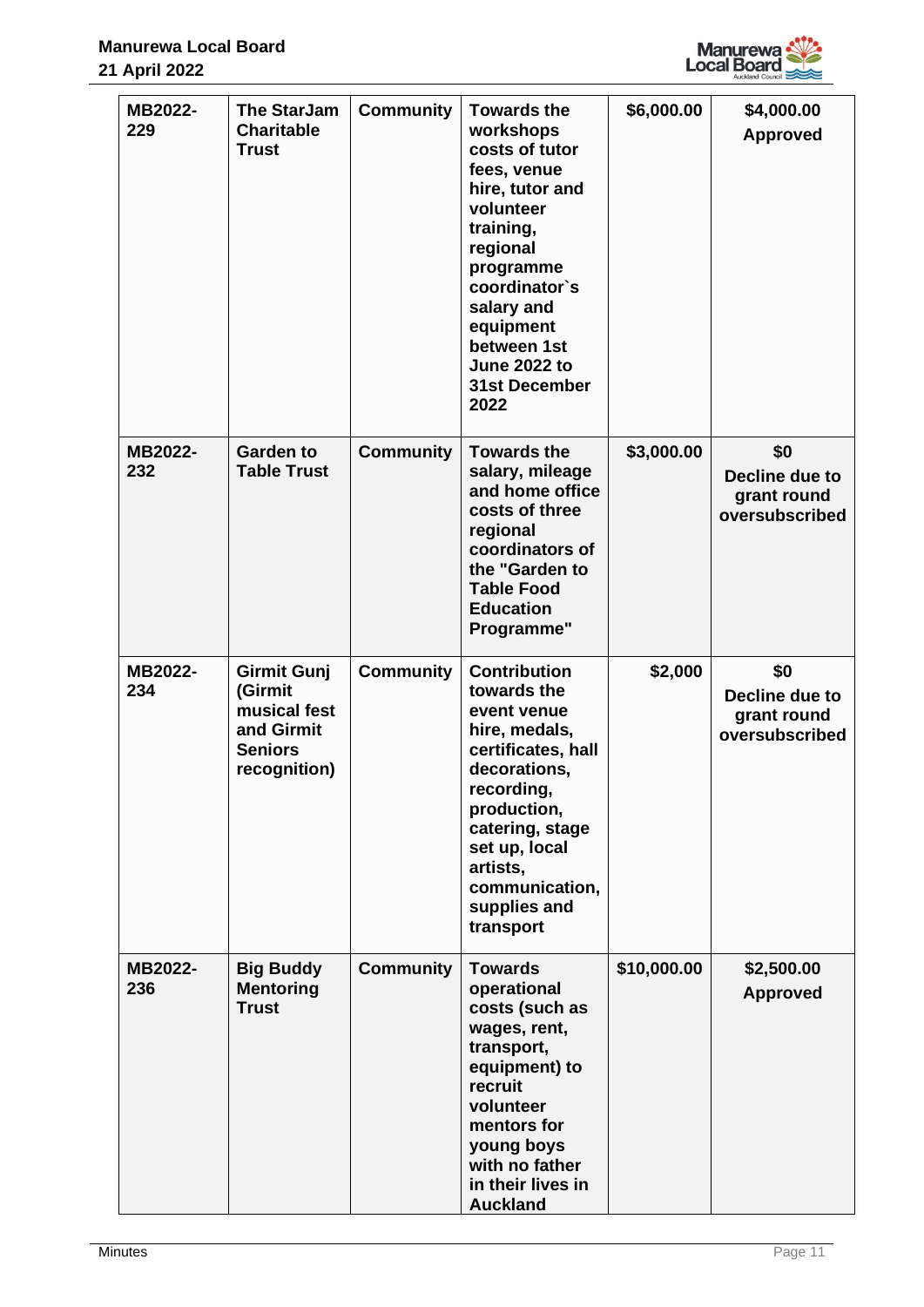| | | | | | |
|---|---|---|---|---|---|
| **MB2022-229** | **The StarJam Charitable Trust** | **Community** | **Towards the workshops costs of tutor fees, venue hire, tutor and volunteer training, regional programme coordinator`s salary and equipment between 1st June 2022 to 31st December 2022** | **$6,000.00** | **$4,000.00 Approved** |
| **MB2022-232** | **Garden to Table Trust** | **Community** | **Towards the salary, mileage and home office costs of three regional coordinators of the "Garden to Table Food Education Programme"** | **$3,000.00** | **$0 Decline due to grant round oversubscribed** |
| **MB2022-234** | **Girmit Gunj (Girmit musical fest and Girmit Seniors recognition)** | **Community** | **Contribution towards the event venue hire, medals, certificates, hall decorations, recording, production, catering, stage set up, local artists, communication, supplies and transport** | **$2,000** | **$0 Decline due to grant round oversubscribed** |
| **MB2022-236** | **Big Buddy Mentoring Trust** | **Community** | **Towards operational costs (such as wages, rent, transport, equipment) to recruit volunteer mentors for young boys with no father in their lives in Auckland** | **$10,000.00** | **$2,500.00 Approved** |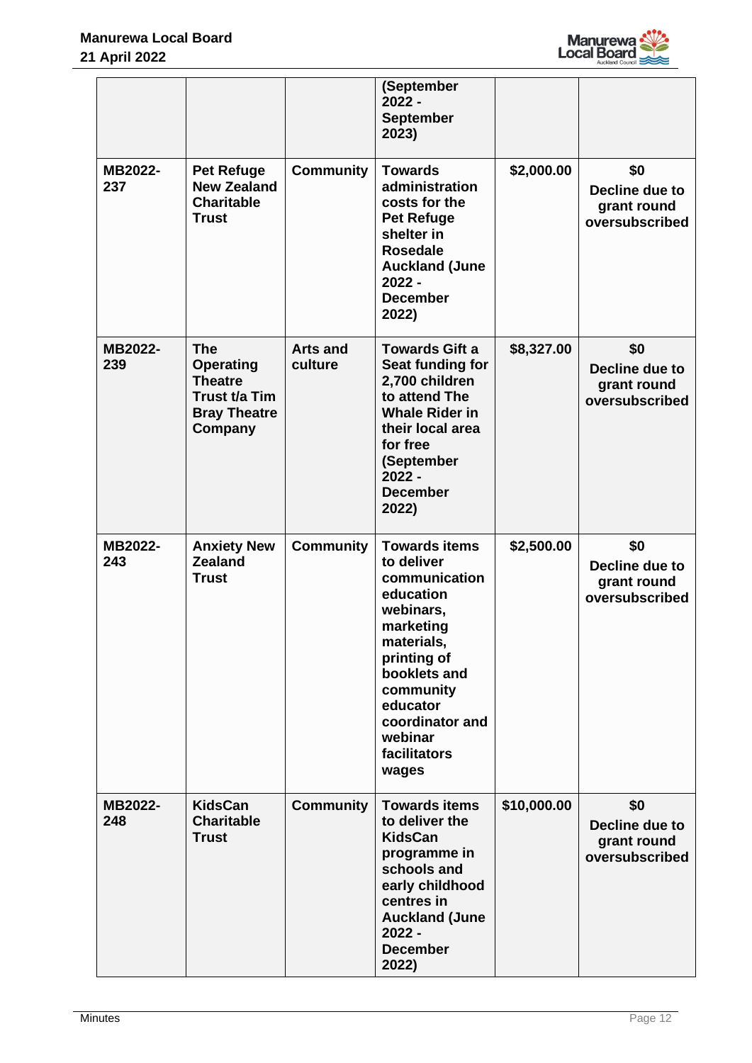| | | | (September 2022 - September 2023) | | |
|---|---|---|---|---|---|
| MB2022-237 | Pet Refuge New Zealand Charitable Trust | Community | Towards administration costs for the Pet Refuge shelter in Rosedale Auckland (June 2022 - December 2022) | $2,000.00 | $0 Decline due to grant round oversubscribed |
| MB2022-239 | The Operating Theatre Trust t/a Tim Bray Theatre Company | Arts and culture | Towards Gift a Seat funding for 2,700 children to attend The Whale Rider in their local area for free (September 2022 - December 2022) | $8,327.00 | $0 Decline due to grant round oversubscribed |
| MB2022-243 | Anxiety New Zealand Trust | Community | Towards items to deliver communication education webinars, marketing materials, printing of booklets and community educator coordinator and webinar facilitators wages | $2,500.00 | $0 Decline due to grant round oversubscribed |
| MB2022-248 | KidsCan Charitable Trust | Community | Towards items to deliver the KidsCan programme in schools and early childhood centres in Auckland (June 2022 - December 2022) | $10,000.00 | $0 Decline due to grant round oversubscribed |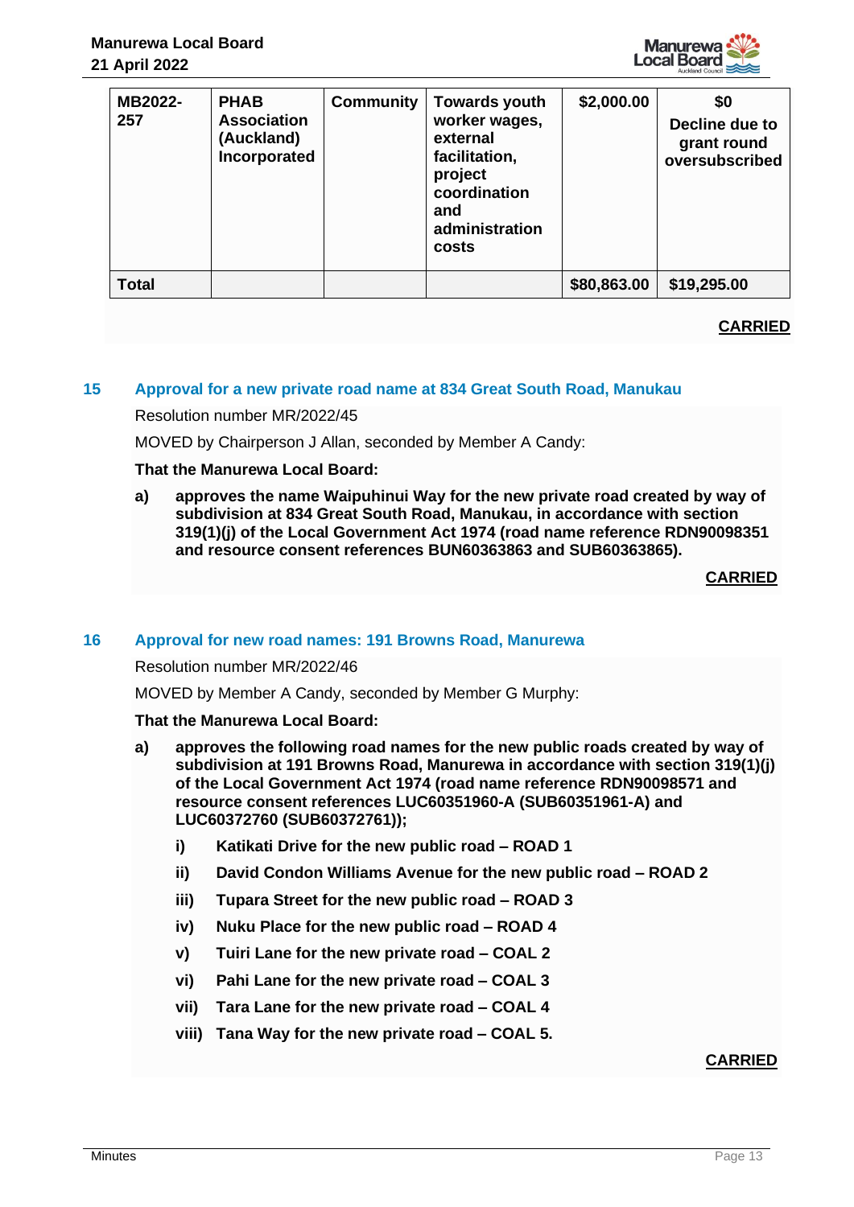| MB2022-257 | PHAB Association (Auckland) Incorporated | Community | Towards youth worker wages, external facilitation, project coordination and administration costs | $2,000.00 | $0<br>Decline due to grant round oversubscribed |
|---|---|---|---|---|---|
| **Total** | | | | **$80,863.00** | **$19,295.00** |

**CARRIED**

## 15 Approval for a new private road name at 834 Great South Road, Manukau

Resolution number MR/2022/45

MOVED by Chairperson J Allan, seconded by Member A Candy:

**That the Manurewa Local Board:**

**a) approves the name Waipuhinui Way for the new private road created by way of subdivision at 834 Great South Road, Manukau, in accordance with section 319(1)(j) of the Local Government Act 1974 (road name reference RDN90098351 and resource consent references BUN60363863 and SUB60363865).**

**CARRIED**

## 16 Approval for new road names: 191 Browns Road, Manurewa

Resolution number MR/2022/46

MOVED by Member A Candy, seconded by Member G Murphy:

**That the Manurewa Local Board:**

**a) approves the following road names for the new public roads created by way of subdivision at 191 Browns Road, Manurewa in accordance with section 319(1)(j) of the Local Government Act 1974 (road name reference RDN90098571 and resource consent references LUC60351960-A (SUB60351961-A) and LUC60372760 (SUB60372761));**

**i) Katikati Drive for the new public road – ROAD 1**

**ii) David Condon Williams Avenue for the new public road – ROAD 2**

**iii) Tupara Street for the new public road – ROAD 3**

**iv) Nuku Place for the new public road – ROAD 4**

**v) Tuiri Lane for the new private road – COAL 2**

**vi) Pahi Lane for the new private road – COAL 3**

**vii) Tara Lane for the new private road – COAL 4**

**viii) Tana Way for the new private road – COAL 5.**

**CARRIED**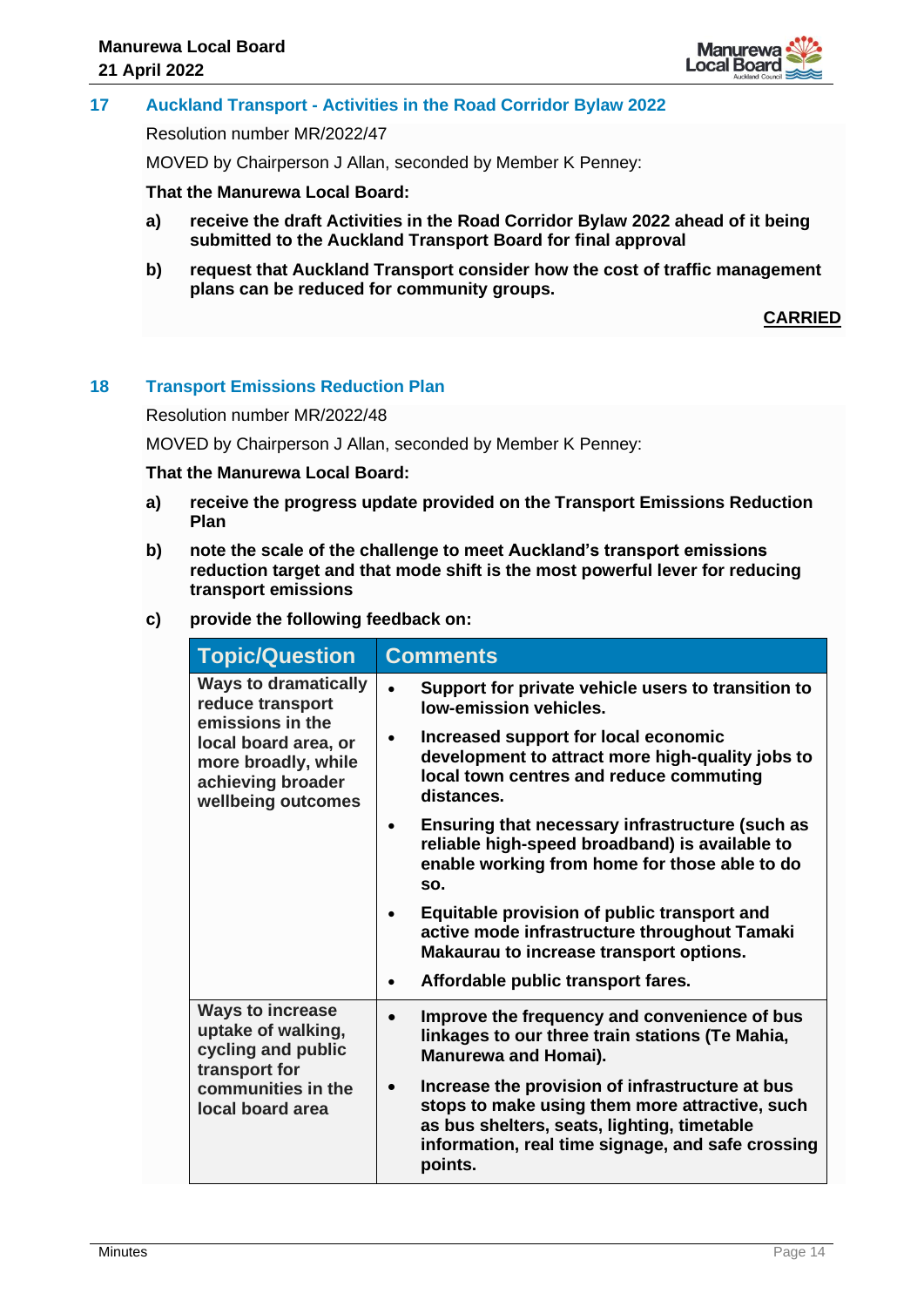## 17 Auckland Transport - Activities in the Road Corridor Bylaw 2022

Resolution number MR/2022/47

MOVED by Chairperson J Allan, seconded by Member K Penney:

**That the Manurewa Local Board:**

**a) receive the draft Activities in the Road Corridor Bylaw 2022 ahead of it being submitted to the Auckland Transport Board for final approval**

**b) request that Auckland Transport consider how the cost of traffic management plans can be reduced for community groups.**

**CARRIED**

## 18 Transport Emissions Reduction Plan

Resolution number MR/2022/48

MOVED by Chairperson J Allan, seconded by Member K Penney:

**That the Manurewa Local Board:**

**a) receive the progress update provided on the Transport Emissions Reduction Plan**

**b) note the scale of the challenge to meet Auckland's transport emissions reduction target and that mode shift is the most powerful lever for reducing transport emissions**

**c) provide the following feedback on:**

| Topic/Question | Comments |
|---|---|
| **Ways to dramatically reduce transport emissions in the local board area, or more broadly, while achieving broader wellbeing outcomes** | • **Support for private vehicle users to transition to low-emission vehicles.**<br>• **Increased support for local economic development to attract more high-quality jobs to local town centres and reduce commuting distances.**<br>• **Ensuring that necessary infrastructure (such as reliable high-speed broadband) is available to enable working from home for those able to do so.**<br>• **Equitable provision of public transport and active mode infrastructure throughout Tamaki Makaurau to increase transport options.**<br>• **Affordable public transport fares.** |
| **Ways to increase uptake of walking, cycling and public transport for communities in the local board area** | • **Improve the frequency and convenience of bus linkages to our three train stations (Te Mahia, Manurewa and Homai).**<br>• **Increase the provision of infrastructure at bus stops to make using them more attractive, such as bus shelters, seats, lighting, timetable information, real time signage, and safe crossing points.** |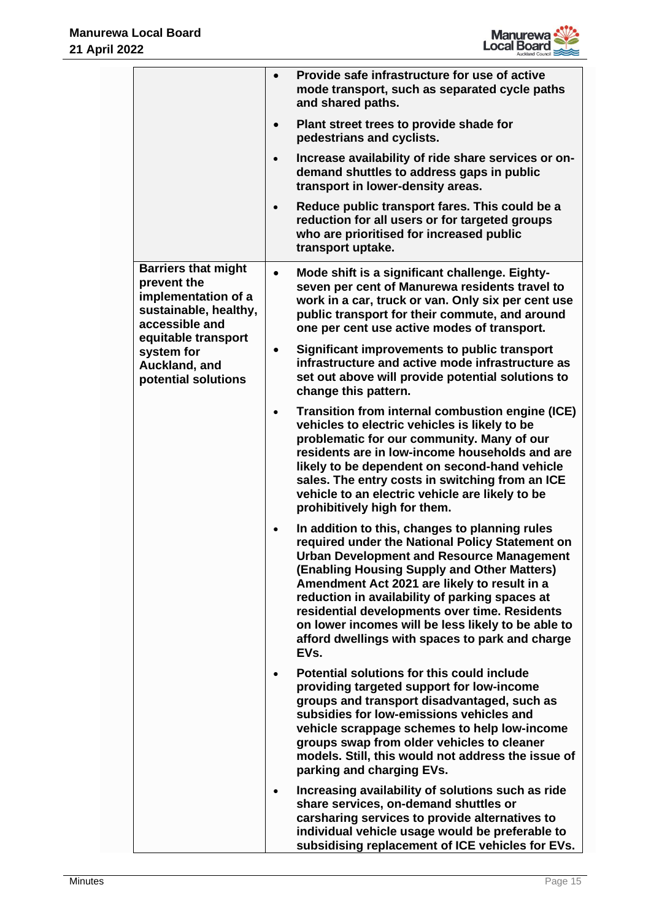| | |
|---|---|
| | • **Provide safe infrastructure for use of active mode transport, such as separated cycle paths and shared paths.**<br>• **Plant street trees to provide shade for pedestrians and cyclists.**<br>• **Increase availability of ride share services or on-demand shuttles to address gaps in public transport in lower-density areas.**<br>• **Reduce public transport fares. This could be a reduction for all users or for targeted groups who are prioritised for increased public transport uptake.** |
| **Barriers that might prevent the implementation of a sustainable, healthy, accessible and equitable transport system for Auckland, and potential solutions** | • **Mode shift is a significant challenge. Eighty-seven per cent of Manurewa residents travel to work in a car, truck or van. Only six per cent use public transport for their commute, and around one per cent use active modes of transport.**<br>• **Significant improvements to public transport infrastructure and active mode infrastructure as set out above will provide potential solutions to change this pattern.**<br>• **Transition from internal combustion engine (ICE) vehicles to electric vehicles is likely to be problematic for our community. Many of our residents are in low-income households and are likely to be dependent on second-hand vehicle sales. The entry costs in switching from an ICE vehicle to an electric vehicle are likely to be prohibitively high for them.**<br>• **In addition to this, changes to planning rules required under the National Policy Statement on Urban Development and Resource Management (Enabling Housing Supply and Other Matters) Amendment Act 2021 are likely to result in a reduction in availability of parking spaces at residential developments over time. Residents on lower incomes will be less likely to be able to afford dwellings with spaces to park and charge EVs.**<br>• **Potential solutions for this could include providing targeted support for low-income groups and transport disadvantaged, such as subsidies for low-emissions vehicles and vehicle scrappage schemes to help low-income groups swap from older vehicles to cleaner models. Still, this would not address the issue of parking and charging EVs.**<br>• **Increasing availability of solutions such as ride share services, on-demand shuttles or carsharing services to provide alternatives to individual vehicle usage would be preferable to subsidising replacement of ICE vehicles for EVs.** |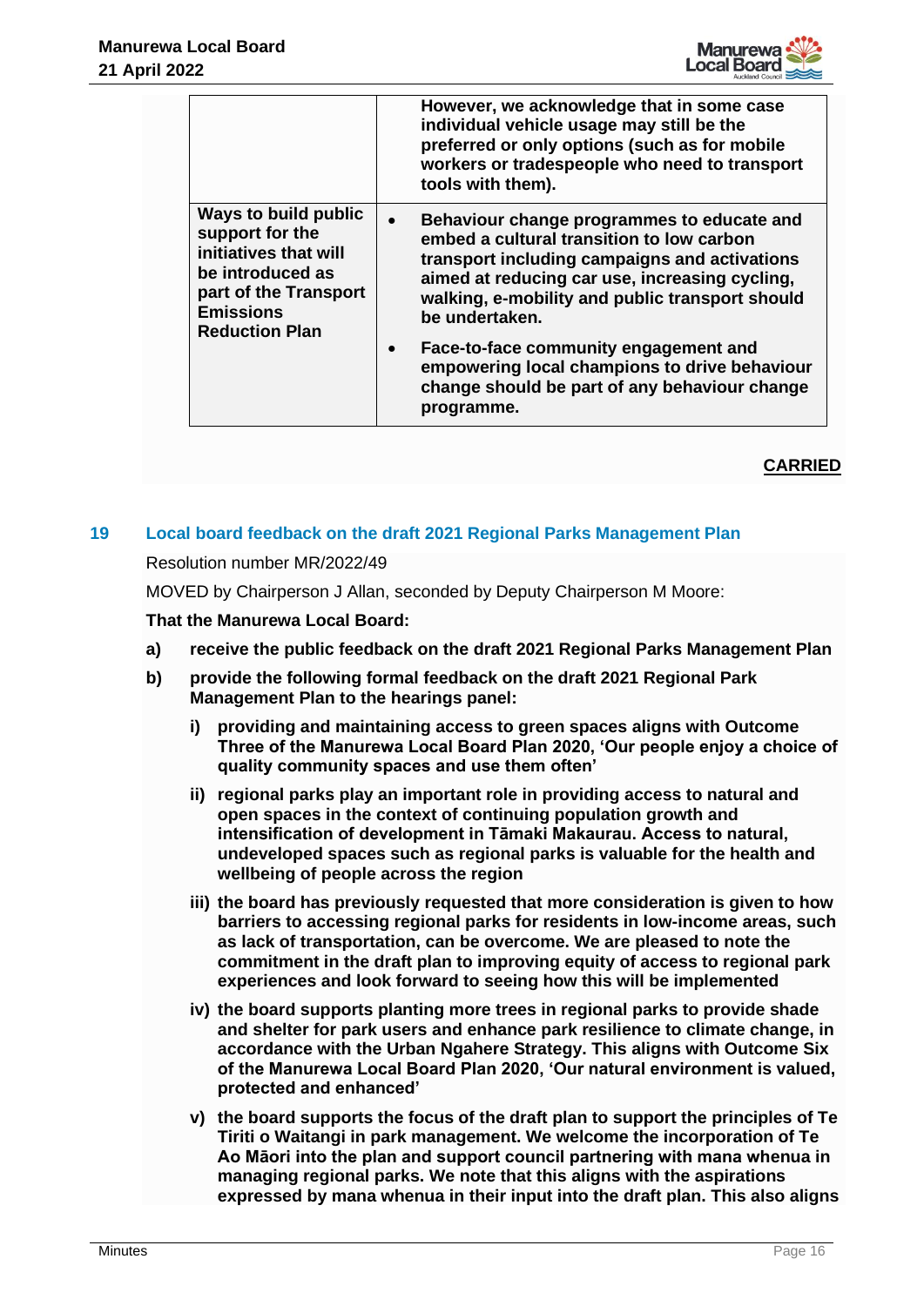| | |
|---|---|
| | **However, we acknowledge that in some case individual vehicle usage may still be the preferred or only options (such as for mobile workers or tradespeople who need to transport tools with them).** |
| **Ways to build public support for the initiatives that will be introduced as part of the Transport Emissions Reduction Plan** | • **Behaviour change programmes to educate and embed a cultural transition to low carbon transport including campaigns and activations aimed at reducing car use, increasing cycling, walking, e-mobility and public transport should be undertaken.** <br> • **Face-to-face community engagement and empowering local champions to drive behaviour change should be part of any behaviour change programme.** |

**CARRIED**

## 19 Local board feedback on the draft 2021 Regional Parks Management Plan

Resolution number MR/2022/49

MOVED by Chairperson J Allan, seconded by Deputy Chairperson M Moore:

**That the Manurewa Local Board:**

**a) receive the public feedback on the draft 2021 Regional Parks Management Plan**

**b) provide the following formal feedback on the draft 2021 Regional Park Management Plan to the hearings panel:**

**i) providing and maintaining access to green spaces aligns with Outcome Three of the Manurewa Local Board Plan 2020, 'Our people enjoy a choice of quality community spaces and use them often'**

**ii) regional parks play an important role in providing access to natural and open spaces in the context of continuing population growth and intensification of development in Tāmaki Makaurau. Access to natural, undeveloped spaces such as regional parks is valuable for the health and wellbeing of people across the region**

**iii) the board has previously requested that more consideration is given to how barriers to accessing regional parks for residents in low-income areas, such as lack of transportation, can be overcome. We are pleased to note the commitment in the draft plan to improving equity of access to regional park experiences and look forward to seeing how this will be implemented**

**iv) the board supports planting more trees in regional parks to provide shade and shelter for park users and enhance park resilience to climate change, in accordance with the Urban Ngahere Strategy. This aligns with Outcome Six of the Manurewa Local Board Plan 2020, 'Our natural environment is valued, protected and enhanced'**

**v) the board supports the focus of the draft plan to support the principles of Te Tiriti o Waitangi in park management. We welcome the incorporation of Te Ao Māori into the plan and support council partnering with mana whenua in managing regional parks. We note that this aligns with the aspirations expressed by mana whenua in their input into the draft plan. This also aligns**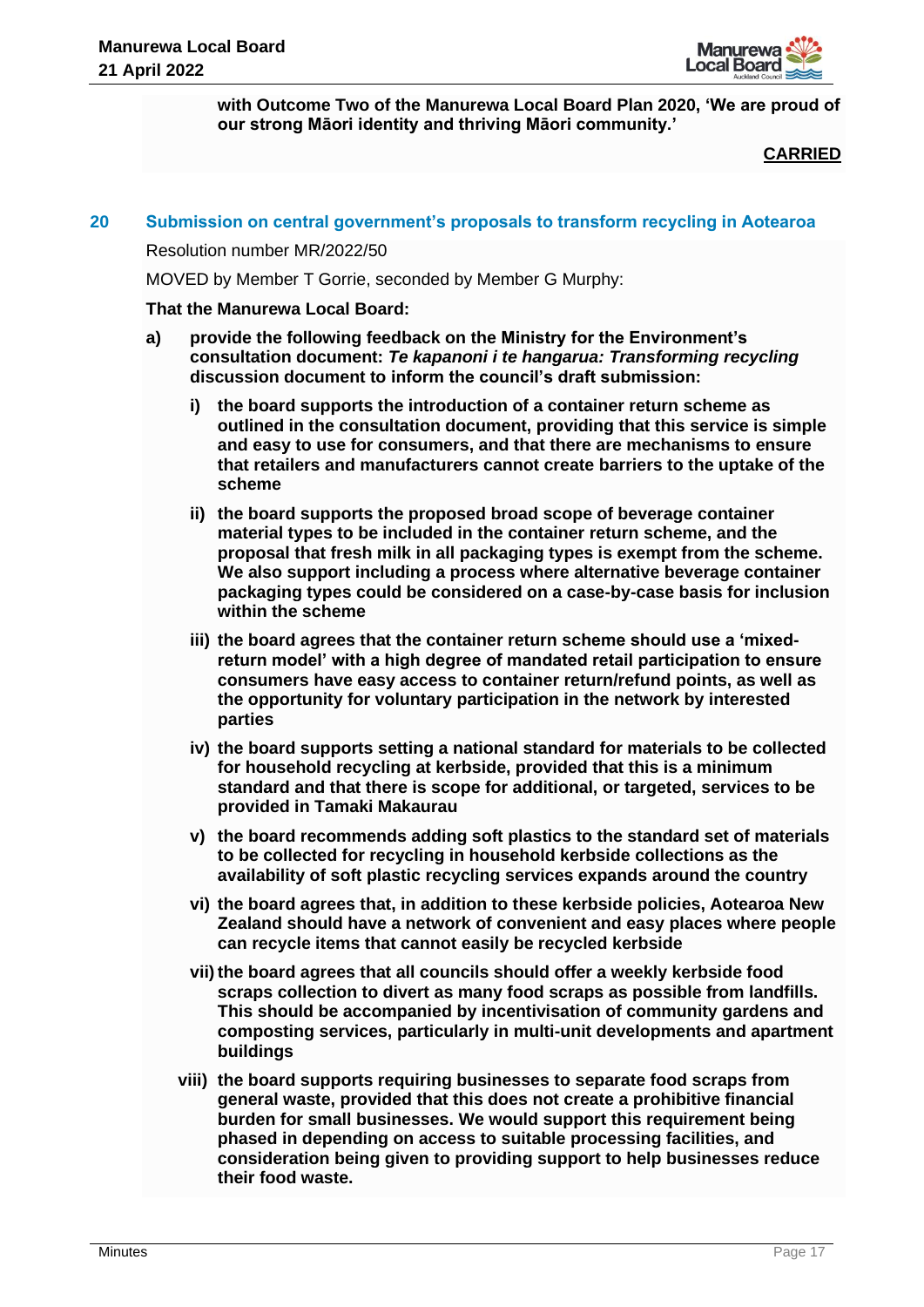**with Outcome Two of the Manurewa Local Board Plan 2020, 'We are proud of our strong Māori identity and thriving Māori community.'**

**CARRIED**

## 20 Submission on central government's proposals to transform recycling in Aotearoa

Resolution number MR/2022/50

MOVED by Member T Gorrie, seconded by Member G Murphy:

**That the Manurewa Local Board:**

**a) provide the following feedback on the Ministry for the Environment's consultation document: *Te kapanoni i te hangarua: Transforming recycling* discussion document to inform the council's draft submission:**

**i) the board supports the introduction of a container return scheme as outlined in the consultation document, providing that this service is simple and easy to use for consumers, and that there are mechanisms to ensure that retailers and manufacturers cannot create barriers to the uptake of the scheme**

**ii) the board supports the proposed broad scope of beverage container material types to be included in the container return scheme, and the proposal that fresh milk in all packaging types is exempt from the scheme. We also support including a process where alternative beverage container packaging types could be considered on a case-by-case basis for inclusion within the scheme**

**iii) the board agrees that the container return scheme should use a 'mixed-return model' with a high degree of mandated retail participation to ensure consumers have easy access to container return/refund points, as well as the opportunity for voluntary participation in the network by interested parties**

**iv) the board supports setting a national standard for materials to be collected for household recycling at kerbside, provided that this is a minimum standard and that there is scope for additional, or targeted, services to be provided in Tamaki Makaurau**

**v) the board recommends adding soft plastics to the standard set of materials to be collected for recycling in household kerbside collections as the availability of soft plastic recycling services expands around the country**

**vi) the board agrees that, in addition to these kerbside policies, Aotearoa New Zealand should have a network of convenient and easy places where people can recycle items that cannot easily be recycled kerbside**

**vii) the board agrees that all councils should offer a weekly kerbside food scraps collection to divert as many food scraps as possible from landfills. This should be accompanied by incentivisation of community gardens and composting services, particularly in multi-unit developments and apartment buildings**

**viii) the board supports requiring businesses to separate food scraps from general waste, provided that this does not create a prohibitive financial burden for small businesses. We would support this requirement being phased in depending on access to suitable processing facilities, and consideration being given to providing support to help businesses reduce their food waste.**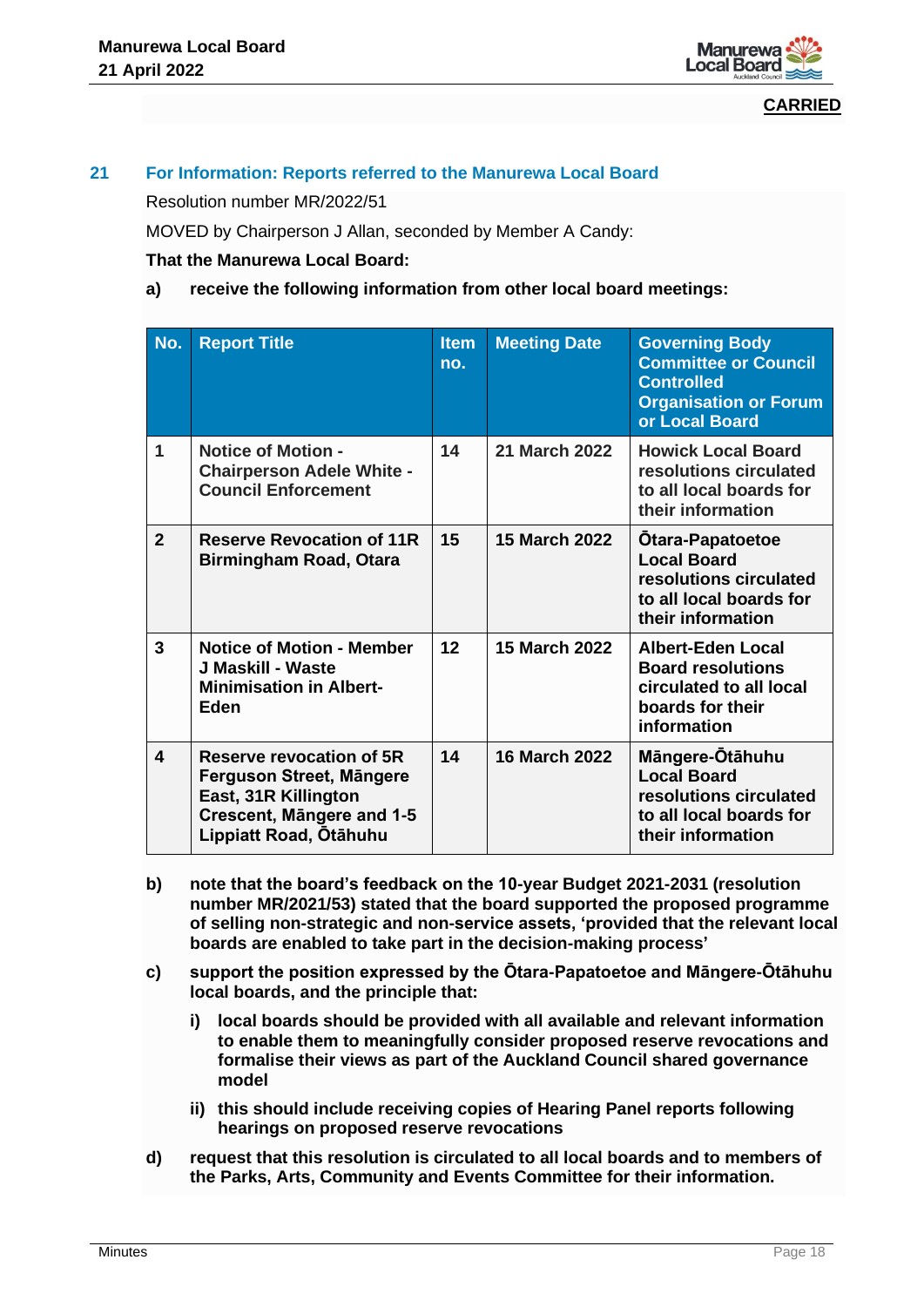**CARRIED**

## 21 For Information: Reports referred to the Manurewa Local Board

Resolution number MR/2022/51

MOVED by Chairperson J Allan, seconded by Member A Candy:

**That the Manurewa Local Board:**

**a) receive the following information from other local board meetings:**

| No. | Report Title | Item no. | Meeting Date | Governing Body Committee or Council Controlled Organisation or Forum or Local Board |
|---|---|---|---|---|
| 1 | Notice of Motion - Chairperson Adele White - Council Enforcement | 14 | 21 March 2022 | Howick Local Board resolutions circulated to all local boards for their information |
| 2 | Reserve Revocation of 11R Birmingham Road, Otara | 15 | 15 March 2022 | Ōtara-Papatoetoe Local Board resolutions circulated to all local boards for their information |
| 3 | Notice of Motion - Member J Maskill - Waste Minimisation in Albert-Eden | 12 | 15 March 2022 | Albert-Eden Local Board resolutions circulated to all local boards for their information |
| 4 | Reserve revocation of 5R Ferguson Street, Māngere East, 31R Killington Crescent, Māngere and 1-5 Lippiatt Road, Ōtāhuhu | 14 | 16 March 2022 | Māngere-Ōtāhuhu Local Board resolutions circulated to all local boards for their information |

**b) note that the board's feedback on the 10-year Budget 2021-2031 (resolution number MR/2021/53) stated that the board supported the proposed programme of selling non-strategic and non-service assets, 'provided that the relevant local boards are enabled to take part in the decision-making process'**

**c) support the position expressed by the Ōtara-Papatoetoe and Māngere-Ōtāhuhu local boards, and the principle that:**

**i) local boards should be provided with all available and relevant information to enable them to meaningfully consider proposed reserve revocations and formalise their views as part of the Auckland Council shared governance model**

**ii) this should include receiving copies of Hearing Panel reports following hearings on proposed reserve revocations**

**d) request that this resolution is circulated to all local boards and to members of the Parks, Arts, Community and Events Committee for their information.**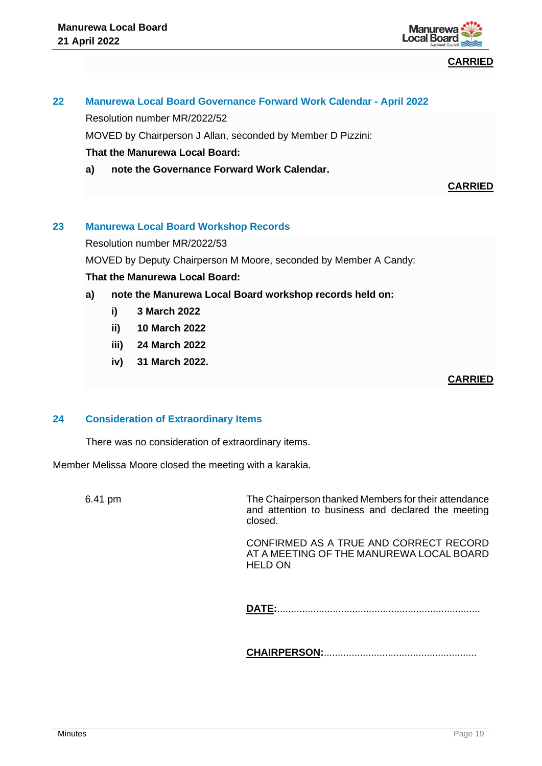**CARRIED**

## 22 Manurewa Local Board Governance Forward Work Calendar - April 2022

Resolution number MR/2022/52

MOVED by Chairperson J Allan, seconded by Member D Pizzini:

**That the Manurewa Local Board:**

**a) note the Governance Forward Work Calendar.**

**CARRIED**

## 23 Manurewa Local Board Workshop Records

Resolution number MR/2022/53

MOVED by Deputy Chairperson M Moore, seconded by Member A Candy:

**That the Manurewa Local Board:**

**a) note the Manurewa Local Board workshop records held on:**

**i) 3 March 2022**

**ii) 10 March 2022**

**iii) 24 March 2022**

**iv) 31 March 2022.**

**CARRIED**

## 24 Consideration of Extraordinary Items

There was no consideration of extraordinary items.

Member Melissa Moore closed the meeting with a karakia.

6.41 pm

The Chairperson thanked Members for their attendance and attention to business and declared the meeting closed.

CONFIRMED AS A TRUE AND CORRECT RECORD AT A MEETING OF THE MANUREWA LOCAL BOARD HELD ON

**DATE:**.........................................................................

**CHAIRPERSON:**.......................................................